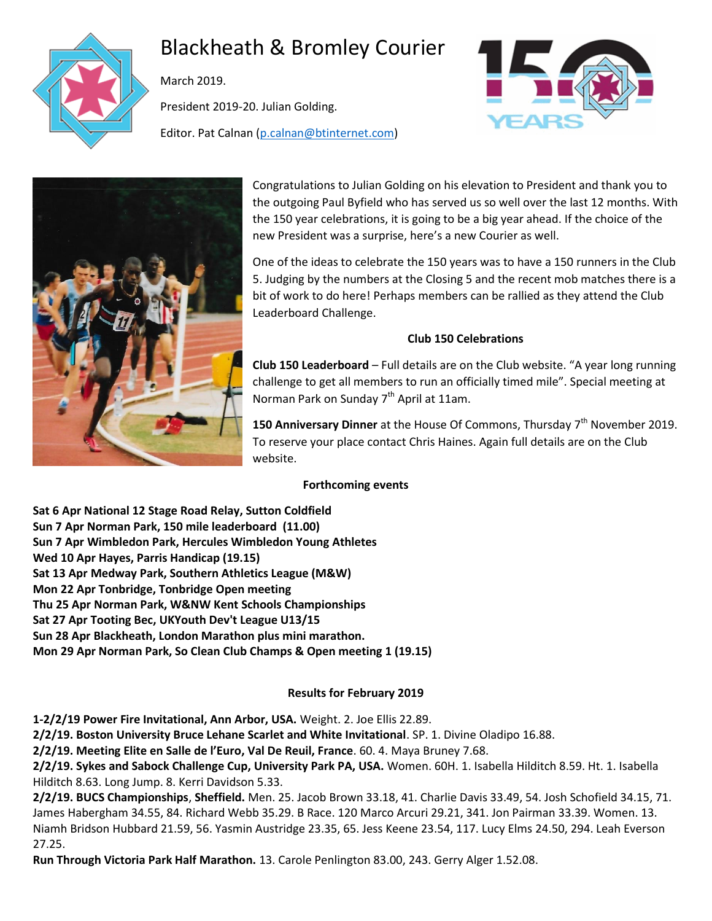# Blackheath & Bromley Courier

March 2019.

President 2019-20. Julian Golding.

Editor. Pat Calnan (p.calnan@btinternet.com)

Congratulations to Julian Golding on his elevation to President and thank you to the outgoing Paul Byfield who has served us so well over the last 12 months. With the 150 year celebrations, it is going to be a big year ahead. If the choice of the new President was a surprise, here's a new Courier as well.

One of the ideas to celebrate the 150 years was to have a 150 runners in the Club 5. Judging by the numbers at the Closing 5 and the recent mob matches there is a bit of work to do here! Perhaps members can be rallied as they attend the Club Leaderboard Challenge.

## Club 150 Celebrations

**Club 150 Leaderboard** – Full details are on the Club website. "A year long running challenge to get all members to run an officially timed mile". Special meeting at Norman Park on Sunday 7th April at 11am.

**150 Anniversary Dinner** at the House Of Commons, Thursday 7th November 2019. To reserve your place contact Chris Haines. Again full details are on the Club website.

## Forthcoming events

**Sat 6 Apr National 12 Stage Road Relay, Sutton Coldfield**
**Sun 7 Apr Norman Park, 150 mile leaderboard (11.00)**
**Sun 7 Apr Wimbledon Park, Hercules Wimbledon Young Athletes**
**Wed 10 Apr Hayes, Parris Handicap (19.15)**
**Sat 13 Apr Medway Park, Southern Athletics League (M&W)**
**Mon 22 Apr Tonbridge, Tonbridge Open meeting**
**Thu 25 Apr Norman Park, W&NW Kent Schools Championships**
**Sat 27 Apr Tooting Bec, UKYouth Dev't League U13/15**
**Sun 28 Apr Blackheath, London Marathon plus mini marathon.**
**Mon 29 Apr Norman Park, So Clean Club Champs & Open meeting 1 (19.15)**

## Results for February 2019

**1-2/2/19 Power Fire Invitational, Ann Arbor, USA.** Weight. 2. Joe Ellis 22.89.
**2/2/19. Boston University Bruce Lehane Scarlet and White Invitational**. SP. 1. Divine Oladipo 16.88.
**2/2/19. Meeting Elite en Salle de l'Euro, Val De Reuil, France**. 60. 4. Maya Bruney 7.68.
**2/2/19. Sykes and Sabock Challenge Cup, University Park PA, USA.** Women. 60H. 1. Isabella Hilditch 8.59. Ht. 1. Isabella Hilditch 8.63. Long Jump. 8. Kerri Davidson 5.33.
**2/2/19. BUCS Championships**, **Sheffield.** Men. 25. Jacob Brown 33.18, 41. Charlie Davis 33.49, 54. Josh Schofield 34.15, 71. James Habergham 34.55, 84. Richard Webb 35.29. B Race. 120 Marco Arcuri 29.21, 341. Jon Pairman 33.39. Women. 13. Niamh Bridson Hubbard 21.59, 56. Yasmin Austridge 23.35, 65. Jess Keene 23.54, 117. Lucy Elms 24.50, 294. Leah Everson 27.25.
**Run Through Victoria Park Half Marathon.** 13. Carole Penlington 83.00, 243. Gerry Alger 1.52.08.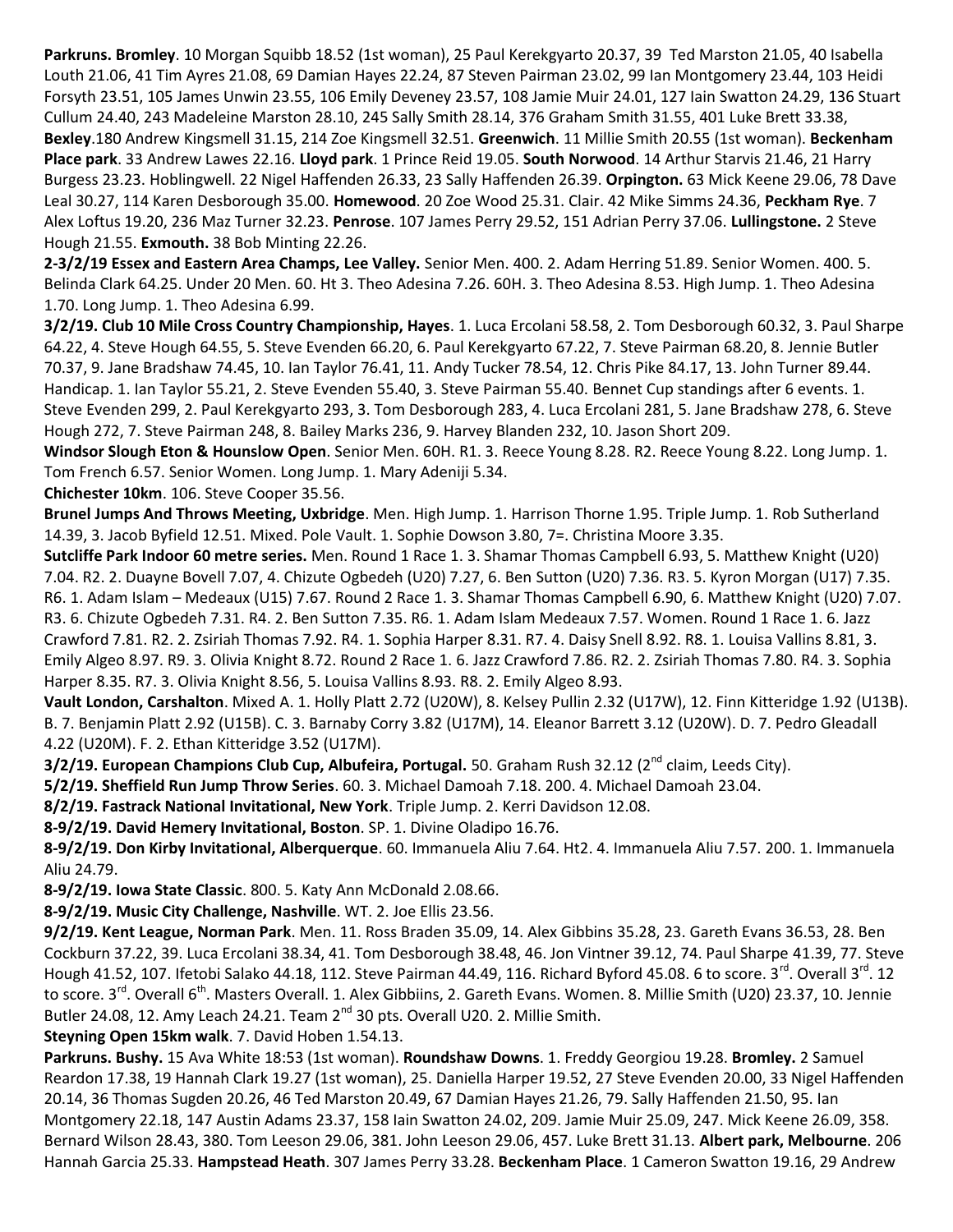**Parkruns. Bromley**. 10 Morgan Squibb 18.52 (1st woman), 25 Paul Kerekgyarto 20.37, 39 Ted Marston 21.05, 40 Isabella Louth 21.06, 41 Tim Ayres 21.08, 69 Damian Hayes 22.24, 87 Steven Pairman 23.02, 99 Ian Montgomery 23.44, 103 Heidi Forsyth 23.51, 105 James Unwin 23.55, 106 Emily Deveney 23.57, 108 Jamie Muir 24.01, 127 Iain Swatton 24.29, 136 Stuart Cullum 24.40, 243 Madeleine Marston 28.10, 245 Sally Smith 28.14, 376 Graham Smith 31.55, 401 Luke Brett 33.38, **Bexley**.180 Andrew Kingsmell 31.15, 214 Zoe Kingsmell 32.51. **Greenwich**. 11 Millie Smith 20.55 (1st woman). **Beckenham Place park**. 33 Andrew Lawes 22.16. **Lloyd park**. 1 Prince Reid 19.05. **South Norwood**. 14 Arthur Starvis 21.46, 21 Harry Burgess 23.23. Hoblingwell. 22 Nigel Haffenden 26.33, 23 Sally Haffenden 26.39. **Orpington.** 63 Mick Keene 29.06, 78 Dave Leal 30.27, 114 Karen Desborough 35.00. **Homewood**. 20 Zoe Wood 25.31. Clair. 42 Mike Simms 24.36, **Peckham Rye**. 7 Alex Loftus 19.20, 236 Maz Turner 32.23. **Penrose**. 107 James Perry 29.52, 151 Adrian Perry 37.06. **Lullingstone.** 2 Steve Hough 21.55. **Exmouth.** 38 Bob Minting 22.26.

**2-3/2/19 Essex and Eastern Area Champs, Lee Valley.** Senior Men. 400. 2. Adam Herring 51.89. Senior Women. 400. 5. Belinda Clark 64.25. Under 20 Men. 60. Ht 3. Theo Adesina 7.26. 60H. 3. Theo Adesina 8.53. High Jump. 1. Theo Adesina 1.70. Long Jump. 1. Theo Adesina 6.99.

**3/2/19. Club 10 Mile Cross Country Championship, Hayes**. 1. Luca Ercolani 58.58, 2. Tom Desborough 60.32, 3. Paul Sharpe 64.22, 4. Steve Hough 64.55, 5. Steve Evenden 66.20, 6. Paul Kerekgyarto 67.22, 7. Steve Pairman 68.20, 8. Jennie Butler 70.37, 9. Jane Bradshaw 74.45, 10. Ian Taylor 76.41, 11. Andy Tucker 78.54, 12. Chris Pike 84.17, 13. John Turner 89.44. Handicap. 1. Ian Taylor 55.21, 2. Steve Evenden 55.40, 3. Steve Pairman 55.40. Bennet Cup standings after 6 events. 1. Steve Evenden 299, 2. Paul Kerekgyarto 293, 3. Tom Desborough 283, 4. Luca Ercolani 281, 5. Jane Bradshaw 278, 6. Steve Hough 272, 7. Steve Pairman 248, 8. Bailey Marks 236, 9. Harvey Blanden 232, 10. Jason Short 209.

**Windsor Slough Eton & Hounslow Open**. Senior Men. 60H. R1. 3. Reece Young 8.28. R2. Reece Young 8.22. Long Jump. 1. Tom French 6.57. Senior Women. Long Jump. 1. Mary Adeniji 5.34.

**Chichester 10km**. 106. Steve Cooper 35.56.

**Brunel Jumps And Throws Meeting, Uxbridge**. Men. High Jump. 1. Harrison Thorne 1.95. Triple Jump. 1. Rob Sutherland 14.39, 3. Jacob Byfield 12.51. Mixed. Pole Vault. 1. Sophie Dowson 3.80, 7=. Christina Moore 3.35.

**Sutcliffe Park Indoor 60 metre series.** Men. Round 1 Race 1. 3. Shamar Thomas Campbell 6.93, 5. Matthew Knight (U20) 7.04. R2. 2. Duayne Bovell 7.07, 4. Chizute Ogbedeh (U20) 7.27, 6. Ben Sutton (U20) 7.36. R3. 5. Kyron Morgan (U17) 7.35. R6. 1. Adam Islam – Medeaux (U15) 7.67. Round 2 Race 1. 3. Shamar Thomas Campbell 6.90, 6. Matthew Knight (U20) 7.07. R3. 6. Chizute Ogbedeh 7.31. R4. 2. Ben Sutton 7.35. R6. 1. Adam Islam Medeaux 7.57. Women. Round 1 Race 1. 6. Jazz Crawford 7.81. R2. 2. Zsiriah Thomas 7.92. R4. 1. Sophia Harper 8.31. R7. 4. Daisy Snell 8.92. R8. 1. Louisa Vallins 8.81, 3. Emily Algeo 8.97. R9. 3. Olivia Knight 8.72. Round 2 Race 1. 6. Jazz Crawford 7.86. R2. 2. Zsiriah Thomas 7.80. R4. 3. Sophia Harper 8.35. R7. 3. Olivia Knight 8.56, 5. Louisa Vallins 8.93. R8. 2. Emily Algeo 8.93.

**Vault London, Carshalton**. Mixed A. 1. Holly Platt 2.72 (U20W), 8. Kelsey Pullin 2.32 (U17W), 12. Finn Kitteridge 1.92 (U13B). B. 7. Benjamin Platt 2.92 (U15B). C. 3. Barnaby Corry 3.82 (U17M), 14. Eleanor Barrett 3.12 (U20W). D. 7. Pedro Gleadall 4.22 (U20M). F. 2. Ethan Kitteridge 3.52 (U17M).

**3/2/19. European Champions Club Cup, Albufeira, Portugal.** 50. Graham Rush 32.12 (2nd claim, Leeds City).

**5/2/19. Sheffield Run Jump Throw Series**. 60. 3. Michael Damoah 7.18. 200. 4. Michael Damoah 23.04.

**8/2/19. Fastrack National Invitational, New York**. Triple Jump. 2. Kerri Davidson 12.08.

**8-9/2/19. David Hemery Invitational, Boston**. SP. 1. Divine Oladipo 16.76.

**8-9/2/19. Don Kirby Invitational, Alberquerque**. 60. Immanuela Aliu 7.64. Ht2. 4. Immanuela Aliu 7.57. 200. 1. Immanuela Aliu 24.79.

**8-9/2/19. Iowa State Classic**. 800. 5. Katy Ann McDonald 2.08.66.

**8-9/2/19. Music City Challenge, Nashville**. WT. 2. Joe Ellis 23.56.

**9/2/19. Kent League, Norman Park**. Men. 11. Ross Braden 35.09, 14. Alex Gibbins 35.28, 23. Gareth Evans 36.53, 28. Ben Cockburn 37.22, 39. Luca Ercolani 38.34, 41. Tom Desborough 38.48, 46. Jon Vintner 39.12, 74. Paul Sharpe 41.39, 77. Steve Hough 41.52, 107. Ifetobi Salako 44.18, 112. Steve Pairman 44.49, 116. Richard Byford 45.08. 6 to score. 3rd. Overall 3rd. 12 to score. 3rd. Overall 6th. Masters Overall. 1. Alex Gibbiins, 2. Gareth Evans. Women. 8. Millie Smith (U20) 23.37, 10. Jennie Butler 24.08, 12. Amy Leach 24.21. Team 2nd 30 pts. Overall U20. 2. Millie Smith.

**Steyning Open 15km walk**. 7. David Hoben 1.54.13.

**Parkruns. Bushy.** 15 Ava White 18:53 (1st woman). **Roundshaw Downs**. 1. Freddy Georgiou 19.28. **Bromley.** 2 Samuel Reardon 17.38, 19 Hannah Clark 19.27 (1st woman), 25. Daniella Harper 19.52, 27 Steve Evenden 20.00, 33 Nigel Haffenden 20.14, 36 Thomas Sugden 20.26, 46 Ted Marston 20.49, 67 Damian Hayes 21.26, 79. Sally Haffenden 21.50, 95. Ian Montgomery 22.18, 147 Austin Adams 23.37, 158 Iain Swatton 24.02, 209. Jamie Muir 25.09, 247. Mick Keene 26.09, 358. Bernard Wilson 28.43, 380. Tom Leeson 29.06, 381. John Leeson 29.06, 457. Luke Brett 31.13. **Albert park, Melbourne**. 206 Hannah Garcia 25.33. **Hampstead Heath**. 307 James Perry 33.28. **Beckenham Place**. 1 Cameron Swatton 19.16, 29 Andrew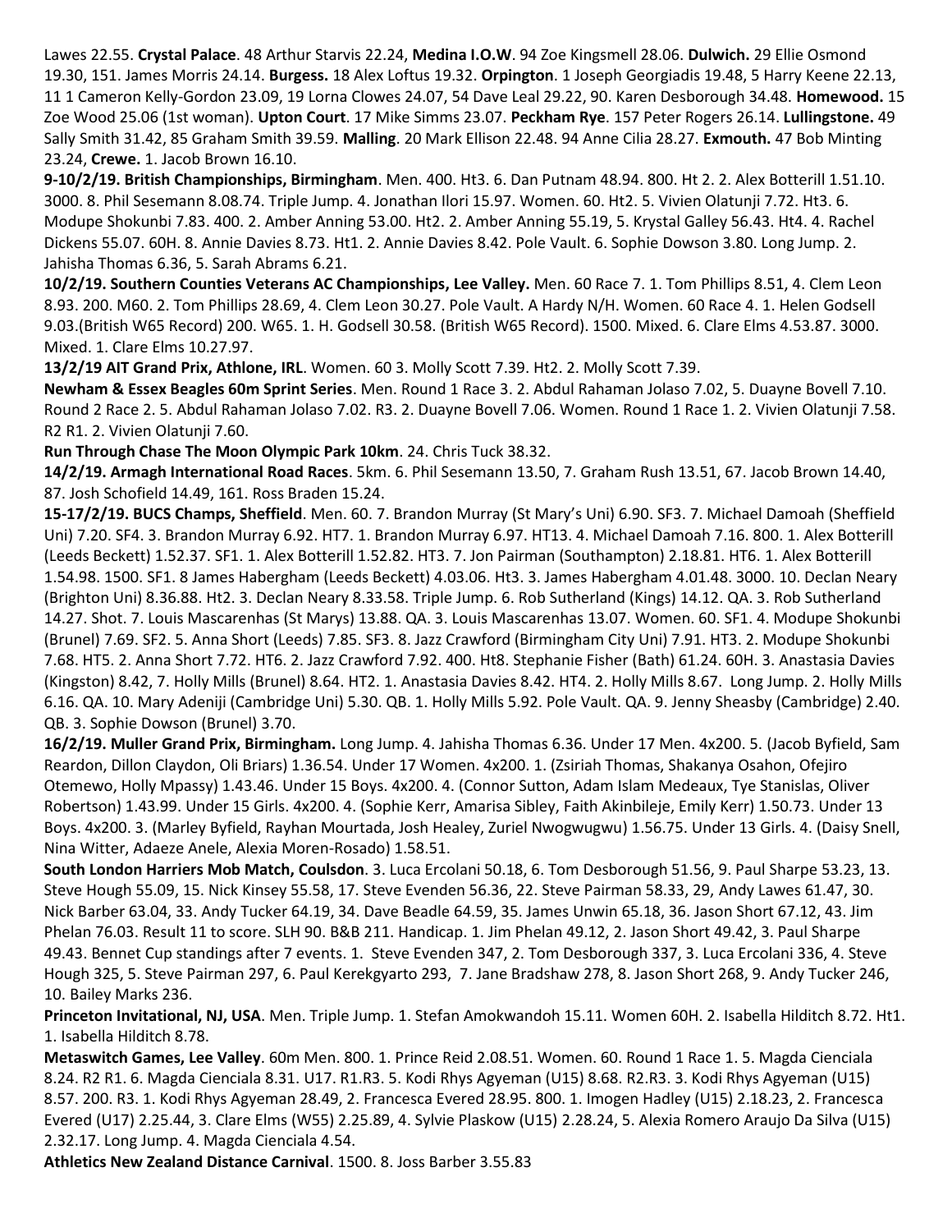Lawes 22.55. **Crystal Palace**. 48 Arthur Starvis 22.24, **Medina I.O.W**. 94 Zoe Kingsmell 28.06. **Dulwich.** 29 Ellie Osmond 19.30, 151. James Morris 24.14. **Burgess.** 18 Alex Loftus 19.32. **Orpington**. 1 Joseph Georgiadis 19.48, 5 Harry Keene 22.13, 11 1 Cameron Kelly-Gordon 23.09, 19 Lorna Clowes 24.07, 54 Dave Leal 29.22, 90. Karen Desborough 34.48. **Homewood.** 15 Zoe Wood 25.06 (1st woman). **Upton Court**. 17 Mike Simms 23.07. **Peckham Rye**. 157 Peter Rogers 26.14. **Lullingstone.** 49 Sally Smith 31.42, 85 Graham Smith 39.59. **Malling**. 20 Mark Ellison 22.48. 94 Anne Cilia 28.27. **Exmouth.** 47 Bob Minting 23.24, **Crewe.** 1. Jacob Brown 16.10.

**9-10/2/19. British Championships, Birmingham**. Men. 400. Ht3. 6. Dan Putnam 48.94. 800. Ht 2. 2. Alex Botterill 1.51.10. 3000. 8. Phil Sesemann 8.08.74. Triple Jump. 4. Jonathan Ilori 15.97. Women. 60. Ht2. 5. Vivien Olatunji 7.72. Ht3. 6. Modupe Shokunbi 7.83. 400. 2. Amber Anning 53.00. Ht2. 2. Amber Anning 55.19, 5. Krystal Galley 56.43. Ht4. 4. Rachel Dickens 55.07. 60H. 8. Annie Davies 8.73. Ht1. 2. Annie Davies 8.42. Pole Vault. 6. Sophie Dowson 3.80. Long Jump. 2. Jahisha Thomas 6.36, 5. Sarah Abrams 6.21.

**10/2/19. Southern Counties Veterans AC Championships, Lee Valley.** Men. 60 Race 7. 1. Tom Phillips 8.51, 4. Clem Leon 8.93. 200. M60. 2. Tom Phillips 28.69, 4. Clem Leon 30.27. Pole Vault. A Hardy N/H. Women. 60 Race 4. 1. Helen Godsell 9.03.(British W65 Record) 200. W65. 1. H. Godsell 30.58. (British W65 Record). 1500. Mixed. 6. Clare Elms 4.53.87. 3000. Mixed. 1. Clare Elms 10.27.97.

**13/2/19 AIT Grand Prix, Athlone, IRL**. Women. 60 3. Molly Scott 7.39. Ht2. 2. Molly Scott 7.39.

**Newham & Essex Beagles 60m Sprint Series**. Men. Round 1 Race 3. 2. Abdul Rahaman Jolaso 7.02, 5. Duayne Bovell 7.10. Round 2 Race 2. 5. Abdul Rahaman Jolaso 7.02. R3. 2. Duayne Bovell 7.06. Women. Round 1 Race 1. 2. Vivien Olatunji 7.58. R2 R1. 2. Vivien Olatunji 7.60.

**Run Through Chase The Moon Olympic Park 10km**. 24. Chris Tuck 38.32.

**14/2/19. Armagh International Road Races**. 5km. 6. Phil Sesemann 13.50, 7. Graham Rush 13.51, 67. Jacob Brown 14.40, 87. Josh Schofield 14.49, 161. Ross Braden 15.24.

**15-17/2/19. BUCS Champs, Sheffield**. Men. 60. 7. Brandon Murray (St Mary's Uni) 6.90. SF3. 7. Michael Damoah (Sheffield Uni) 7.20. SF4. 3. Brandon Murray 6.92. HT7. 1. Brandon Murray 6.97. HT13. 4. Michael Damoah 7.16. 800. 1. Alex Botterill (Leeds Beckett) 1.52.37. SF1. 1. Alex Botterill 1.52.82. HT3. 7. Jon Pairman (Southampton) 2.18.81. HT6. 1. Alex Botterill 1.54.98. 1500. SF1. 8 James Habergham (Leeds Beckett) 4.03.06. Ht3. 3. James Habergham 4.01.48. 3000. 10. Declan Neary (Brighton Uni) 8.36.88. Ht2. 3. Declan Neary 8.33.58. Triple Jump. 6. Rob Sutherland (Kings) 14.12. QA. 3. Rob Sutherland 14.27. Shot. 7. Louis Mascarenhas (St Marys) 13.88. QA. 3. Louis Mascarenhas 13.07. Women. 60. SF1. 4. Modupe Shokunbi (Brunel) 7.69. SF2. 5. Anna Short (Leeds) 7.85. SF3. 8. Jazz Crawford (Birmingham City Uni) 7.91. HT3. 2. Modupe Shokunbi 7.68. HT5. 2. Anna Short 7.72. HT6. 2. Jazz Crawford 7.92. 400. Ht8. Stephanie Fisher (Bath) 61.24. 60H. 3. Anastasia Davies (Kingston) 8.42, 7. Holly Mills (Brunel) 8.64. HT2. 1. Anastasia Davies 8.42. HT4. 2. Holly Mills 8.67. Long Jump. 2. Holly Mills 6.16. QA. 10. Mary Adeniji (Cambridge Uni) 5.30. QB. 1. Holly Mills 5.92. Pole Vault. QA. 9. Jenny Sheasby (Cambridge) 2.40. QB. 3. Sophie Dowson (Brunel) 3.70.

**16/2/19. Muller Grand Prix, Birmingham.** Long Jump. 4. Jahisha Thomas 6.36. Under 17 Men. 4x200. 5. (Jacob Byfield, Sam Reardon, Dillon Claydon, Oli Briars) 1.36.54. Under 17 Women. 4x200. 1. (Zsiriah Thomas, Shakanya Osahon, Ofejiro Otemewo, Holly Mpassy) 1.43.46. Under 15 Boys. 4x200. 4. (Connor Sutton, Adam Islam Medeaux, Tye Stanislas, Oliver Robertson) 1.43.99. Under 15 Girls. 4x200. 4. (Sophie Kerr, Amarisa Sibley, Faith Akinbileje, Emily Kerr) 1.50.73. Under 13 Boys. 4x200. 3. (Marley Byfield, Rayhan Mourtada, Josh Healey, Zuriel Nwogwugwu) 1.56.75. Under 13 Girls. 4. (Daisy Snell, Nina Witter, Adaeze Anele, Alexia Moren-Rosado) 1.58.51.

**South London Harriers Mob Match, Coulsdon**. 3. Luca Ercolani 50.18, 6. Tom Desborough 51.56, 9. Paul Sharpe 53.23, 13. Steve Hough 55.09, 15. Nick Kinsey 55.58, 17. Steve Evenden 56.36, 22. Steve Pairman 58.33, 29, Andy Lawes 61.47, 30. Nick Barber 63.04, 33. Andy Tucker 64.19, 34. Dave Beadle 64.59, 35. James Unwin 65.18, 36. Jason Short 67.12, 43. Jim Phelan 76.03. Result 11 to score. SLH 90. B&B 211. Handicap. 1. Jim Phelan 49.12, 2. Jason Short 49.42, 3. Paul Sharpe 49.43. Bennet Cup standings after 7 events. 1. Steve Evenden 347, 2. Tom Desborough 337, 3. Luca Ercolani 336, 4. Steve Hough 325, 5. Steve Pairman 297, 6. Paul Kerekgyarto 293, 7. Jane Bradshaw 278, 8. Jason Short 268, 9. Andy Tucker 246, 10. Bailey Marks 236.

**Princeton Invitational, NJ, USA**. Men. Triple Jump. 1. Stefan Amokwandoh 15.11. Women 60H. 2. Isabella Hilditch 8.72. Ht1. 1. Isabella Hilditch 8.78.

**Metaswitch Games, Lee Valley**. 60m Men. 800. 1. Prince Reid 2.08.51. Women. 60. Round 1 Race 1. 5. Magda Cienciala 8.24. R2 R1. 6. Magda Cienciala 8.31. U17. R1.R3. 5. Kodi Rhys Agyeman (U15) 8.68. R2.R3. 3. Kodi Rhys Agyeman (U15) 8.57. 200. R3. 1. Kodi Rhys Agyeman 28.49, 2. Francesca Evered 28.95. 800. 1. Imogen Hadley (U15) 2.18.23, 2. Francesca Evered (U17) 2.25.44, 3. Clare Elms (W55) 2.25.89, 4. Sylvie Plaskow (U15) 2.28.24, 5. Alexia Romero Araujo Da Silva (U15) 2.32.17. Long Jump. 4. Magda Cienciala 4.54.

**Athletics New Zealand Distance Carnival**. 1500. 8. Joss Barber 3.55.83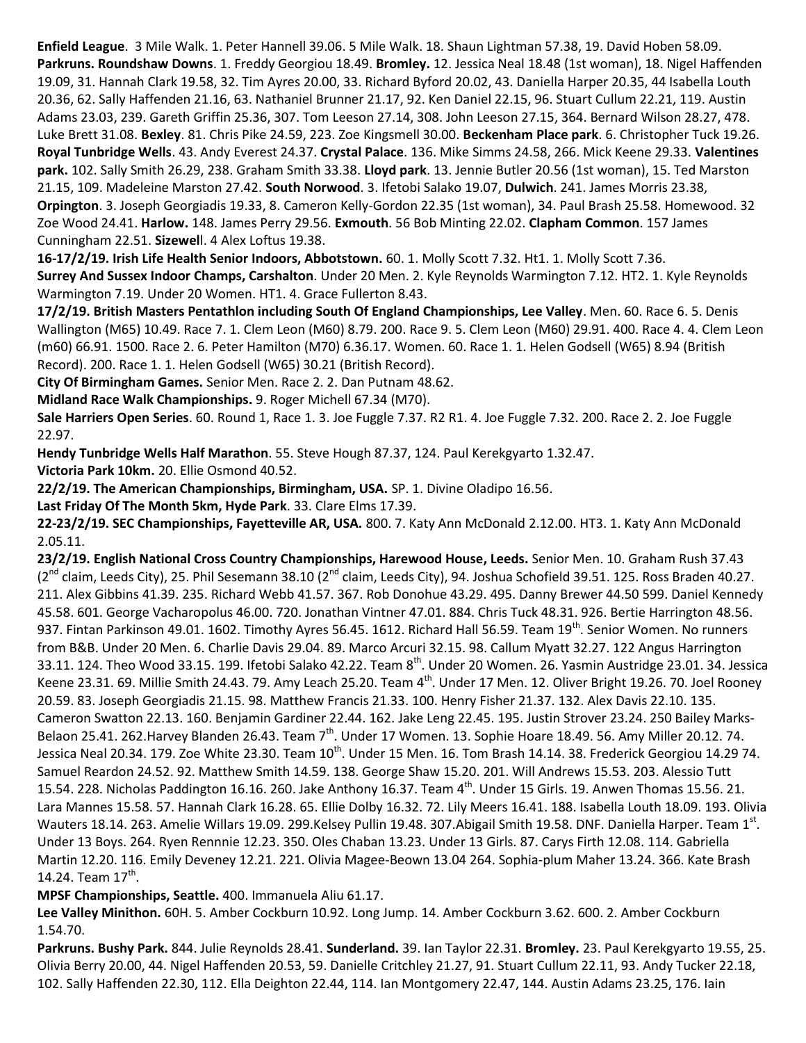**Enfield League**. 3 Mile Walk. 1. Peter Hannell 39.06. 5 Mile Walk. 18. Shaun Lightman 57.38, 19. David Hoben 58.09. **Parkruns. Roundshaw Downs**. 1. Freddy Georgiou 18.49. **Bromley.** 12. Jessica Neal 18.48 (1st woman), 18. Nigel Haffenden 19.09, 31. Hannah Clark 19.58, 32. Tim Ayres 20.00, 33. Richard Byford 20.02, 43. Daniella Harper 20.35, 44 Isabella Louth 20.36, 62. Sally Haffenden 21.16, 63. Nathaniel Brunner 21.17, 92. Ken Daniel 22.15, 96. Stuart Cullum 22.21, 119. Austin Adams 23.03, 239. Gareth Griffin 25.36, 307. Tom Leeson 27.14, 308. John Leeson 27.15, 364. Bernard Wilson 28.27, 478. Luke Brett 31.08. **Bexley**. 81. Chris Pike 24.59, 223. Zoe Kingsmell 30.00. **Beckenham Place park**. 6. Christopher Tuck 19.26. **Royal Tunbridge Wells**. 43. Andy Everest 24.37. **Crystal Palace**. 136. Mike Simms 24.58, 266. Mick Keene 29.33. **Valentines park.** 102. Sally Smith 26.29, 238. Graham Smith 33.38. **Lloyd park**. 13. Jennie Butler 20.56 (1st woman), 15. Ted Marston 21.15, 109. Madeleine Marston 27.42. **South Norwood**. 3. Ifetobi Salako 19.07, **Dulwich**. 241. James Morris 23.38, **Orpington**. 3. Joseph Georgiadis 19.33, 8. Cameron Kelly-Gordon 22.35 (1st woman), 34. Paul Brash 25.58. Homewood. 32 Zoe Wood 24.41. **Harlow.** 148. James Perry 29.56. **Exmouth**. 56 Bob Minting 22.02. **Clapham Common**. 157 James Cunningham 22.51. **Sizewel**l. 4 Alex Loftus 19.38.

**16-17/2/19. Irish Life Health Senior Indoors, Abbotstown.** 60. 1. Molly Scott 7.32. Ht1. 1. Molly Scott 7.36.

**Surrey And Sussex Indoor Champs, Carshalton**. Under 20 Men. 2. Kyle Reynolds Warmington 7.12. HT2. 1. Kyle Reynolds Warmington 7.19. Under 20 Women. HT1. 4. Grace Fullerton 8.43.

**17/2/19. British Masters Pentathlon including South Of England Championships, Lee Valley**. Men. 60. Race 6. 5. Denis Wallington (M65) 10.49. Race 7. 1. Clem Leon (M60) 8.79. 200. Race 9. 5. Clem Leon (M60) 29.91. 400. Race 4. 4. Clem Leon (m60) 66.91. 1500. Race 2. 6. Peter Hamilton (M70) 6.36.17. Women. 60. Race 1. 1. Helen Godsell (W65) 8.94 (British Record). 200. Race 1. 1. Helen Godsell (W65) 30.21 (British Record).

**City Of Birmingham Games.** Senior Men. Race 2. 2. Dan Putnam 48.62.

**Midland Race Walk Championships.** 9. Roger Michell 67.34 (M70).

**Sale Harriers Open Series**. 60. Round 1, Race 1. 3. Joe Fuggle 7.37. R2 R1. 4. Joe Fuggle 7.32. 200. Race 2. 2. Joe Fuggle 22.97.

**Hendy Tunbridge Wells Half Marathon**. 55. Steve Hough 87.37, 124. Paul Kerekgyarto 1.32.47.

**Victoria Park 10km.** 20. Ellie Osmond 40.52.

**22/2/19. The American Championships, Birmingham, USA.** SP. 1. Divine Oladipo 16.56.

**Last Friday Of The Month 5km, Hyde Park**. 33. Clare Elms 17.39.

**22-23/2/19. SEC Championships, Fayetteville AR, USA.** 800. 7. Katy Ann McDonald 2.12.00. HT3. 1. Katy Ann McDonald 2.05.11.

**23/2/19. English National Cross Country Championships, Harewood House, Leeds.** Senior Men. 10. Graham Rush 37.43 (2nd claim, Leeds City), 25. Phil Sesemann 38.10 (2nd claim, Leeds City), 94. Joshua Schofield 39.51. 125. Ross Braden 40.27. 211. Alex Gibbins 41.39. 235. Richard Webb 41.57. 367. Rob Donohue 43.29. 495. Danny Brewer 44.50 599. Daniel Kennedy 45.58. 601. George Vacharopolus 46.00. 720. Jonathan Vintner 47.01. 884. Chris Tuck 48.31. 926. Bertie Harrington 48.56. 937. Fintan Parkinson 49.01. 1602. Timothy Ayres 56.45. 1612. Richard Hall 56.59. Team 19th. Senior Women. No runners from B&B. Under 20 Men. 6. Charlie Davis 29.04. 89. Marco Arcuri 32.15. 98. Callum Myatt 32.27. 122 Angus Harrington 33.11. 124. Theo Wood 33.15. 199. Ifetobi Salako 42.22. Team 8th. Under 20 Women. 26. Yasmin Austridge 23.01. 34. Jessica Keene 23.31. 69. Millie Smith 24.43. 79. Amy Leach 25.20. Team 4th. Under 17 Men. 12. Oliver Bright 19.26. 70. Joel Rooney 20.59. 83. Joseph Georgiadis 21.15. 98. Matthew Francis 21.33. 100. Henry Fisher 21.37. 132. Alex Davis 22.10. 135. Cameron Swatton 22.13. 160. Benjamin Gardiner 22.44. 162. Jake Leng 22.45. 195. Justin Strover 23.24. 250 Bailey Marks-Belaon 25.41. 262.Harvey Blanden 26.43. Team 7th. Under 17 Women. 13. Sophie Hoare 18.49. 56. Amy Miller 20.12. 74. Jessica Neal 20.34. 179. Zoe White 23.30. Team 10th. Under 15 Men. 16. Tom Brash 14.14. 38. Frederick Georgiou 14.29 74. Samuel Reardon 24.52. 92. Matthew Smith 14.59. 138. George Shaw 15.20. 201. Will Andrews 15.53. 203. Alessio Tutt 15.54. 228. Nicholas Paddington 16.16. 260. Jake Anthony 16.37. Team 4th. Under 15 Girls. 19. Anwen Thomas 15.56. 21. Lara Mannes 15.58. 57. Hannah Clark 16.28. 65. Ellie Dolby 16.32. 72. Lily Meers 16.41. 188. Isabella Louth 18.09. 193. Olivia Wauters 18.14. 263. Amelie Willars 19.09. 299.Kelsey Pullin 19.48. 307.Abigail Smith 19.58. DNF. Daniella Harper. Team 1st. Under 13 Boys. 264. Ryen Rennnie 12.23. 350. Oles Chaban 13.23. Under 13 Girls. 87. Carys Firth 12.08. 114. Gabriella Martin 12.20. 116. Emily Deveney 12.21. 221. Olivia Magee-Beown 13.04 264. Sophia-plum Maher 13.24. 366. Kate Brash 14.24. Team 17th.

**MPSF Championships, Seattle.** 400. Immanuela Aliu 61.17.

**Lee Valley Minithon.** 60H. 5. Amber Cockburn 10.92. Long Jump. 14. Amber Cockburn 3.62. 600. 2. Amber Cockburn 1.54.70.

**Parkruns. Bushy Park.** 844. Julie Reynolds 28.41. **Sunderland.** 39. Ian Taylor 22.31. **Bromley.** 23. Paul Kerekgyarto 19.55, 25. Olivia Berry 20.00, 44. Nigel Haffenden 20.53, 59. Danielle Critchley 21.27, 91. Stuart Cullum 22.11, 93. Andy Tucker 22.18, 102. Sally Haffenden 22.30, 112. Ella Deighton 22.44, 114. Ian Montgomery 22.47, 144. Austin Adams 23.25, 176. Iain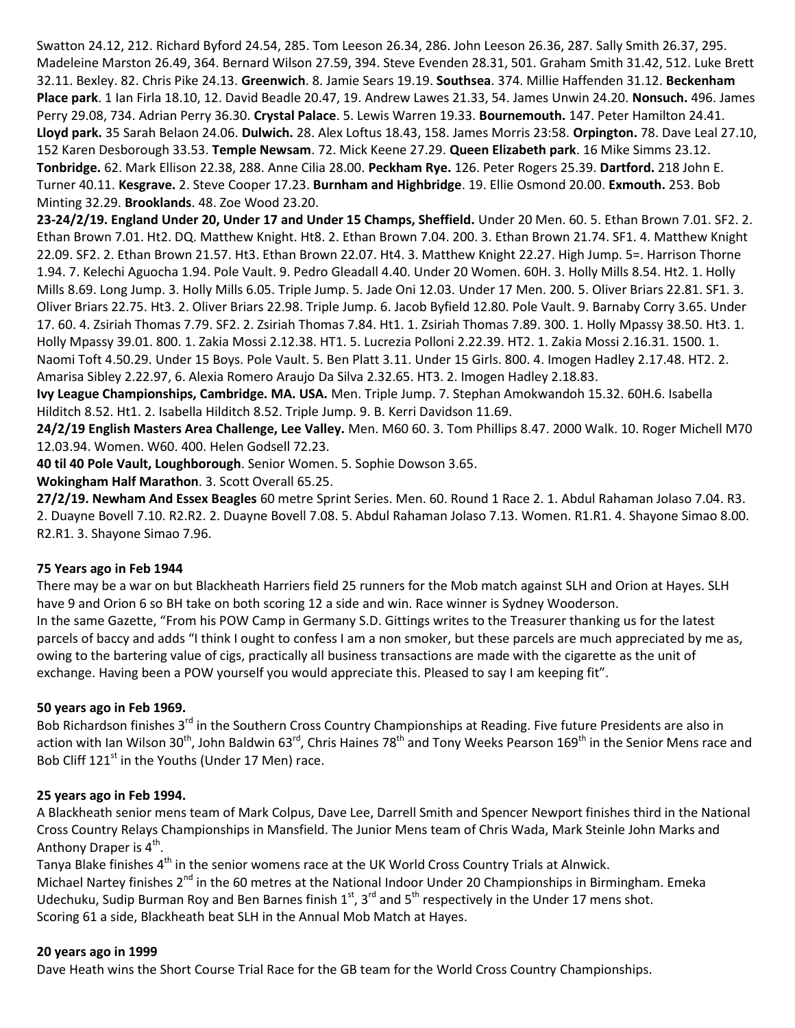Swatton 24.12, 212. Richard Byford 24.54, 285. Tom Leeson 26.34, 286. John Leeson 26.36, 287. Sally Smith 26.37, 295. Madeleine Marston 26.49, 364. Bernard Wilson 27.59, 394. Steve Evenden 28.31, 501. Graham Smith 31.42, 512. Luke Brett 32.11. Bexley. 82. Chris Pike 24.13. **Greenwich**. 8. Jamie Sears 19.19. **Southsea**. 374. Millie Haffenden 31.12. **Beckenham Place park**. 1 Ian Firla 18.10, 12. David Beadle 20.47, 19. Andrew Lawes 21.33, 54. James Unwin 24.20. **Nonsuch.** 496. James Perry 29.08, 734. Adrian Perry 36.30. **Crystal Palace**. 5. Lewis Warren 19.33. **Bournemouth.** 147. Peter Hamilton 24.41. **Lloyd park.** 35 Sarah Belaon 24.06. **Dulwich.** 28. Alex Loftus 18.43, 158. James Morris 23:58. **Orpington.** 78. Dave Leal 27.10, 152 Karen Desborough 33.53. **Temple Newsam**. 72. Mick Keene 27.29. **Queen Elizabeth park**. 16 Mike Simms 23.12. **Tonbridge.** 62. Mark Ellison 22.38, 288. Anne Cilia 28.00. **Peckham Rye.** 126. Peter Rogers 25.39. **Dartford.** 218 John E. Turner 40.11. **Kesgrave.** 2. Steve Cooper 17.23. **Burnham and Highbridge**. 19. Ellie Osmond 20.00. **Exmouth.** 253. Bob Minting 32.29. **Brooklands**. 48. Zoe Wood 23.20.

**23-24/2/19. England Under 20, Under 17 and Under 15 Champs, Sheffield.** Under 20 Men. 60. 5. Ethan Brown 7.01. SF2. 2. Ethan Brown 7.01. Ht2. DQ. Matthew Knight. Ht8. 2. Ethan Brown 7.04. 200. 3. Ethan Brown 21.74. SF1. 4. Matthew Knight 22.09. SF2. 2. Ethan Brown 21.57. Ht3. Ethan Brown 22.07. Ht4. 3. Matthew Knight 22.27. High Jump. 5=. Harrison Thorne 1.94. 7. Kelechi Aguocha 1.94. Pole Vault. 9. Pedro Gleadall 4.40. Under 20 Women. 60H. 3. Holly Mills 8.54. Ht2. 1. Holly Mills 8.69. Long Jump. 3. Holly Mills 6.05. Triple Jump. 5. Jade Oni 12.03. Under 17 Men. 200. 5. Oliver Briars 22.81. SF1. 3. Oliver Briars 22.75. Ht3. 2. Oliver Briars 22.98. Triple Jump. 6. Jacob Byfield 12.80. Pole Vault. 9. Barnaby Corry 3.65. Under 17. 60. 4. Zsiriah Thomas 7.79. SF2. 2. Zsiriah Thomas 7.84. Ht1. 1. Zsiriah Thomas 7.89. 300. 1. Holly Mpassy 38.50. Ht3. 1. Holly Mpassy 39.01. 800. 1. Zakia Mossi 2.12.38. HT1. 5. Lucrezia Polloni 2.22.39. HT2. 1. Zakia Mossi 2.16.31. 1500. 1. Naomi Toft 4.50.29. Under 15 Boys. Pole Vault. 5. Ben Platt 3.11. Under 15 Girls. 800. 4. Imogen Hadley 2.17.48. HT2. 2. Amarisa Sibley 2.22.97, 6. Alexia Romero Araujo Da Silva 2.32.65. HT3. 2. Imogen Hadley 2.18.83.

**Ivy League Championships, Cambridge. MA. USA.** Men. Triple Jump. 7. Stephan Amokwandoh 15.32. 60H.6. Isabella Hilditch 8.52. Ht1. 2. Isabella Hilditch 8.52. Triple Jump. 9. B. Kerri Davidson 11.69.

**24/2/19 English Masters Area Challenge, Lee Valley.** Men. M60 60. 3. Tom Phillips 8.47. 2000 Walk. 10. Roger Michell M70 12.03.94. Women. W60. 400. Helen Godsell 72.23.

**40 til 40 Pole Vault, Loughborough**. Senior Women. 5. Sophie Dowson 3.65.

**Wokingham Half Marathon**. 3. Scott Overall 65.25.

**27/2/19. Newham And Essex Beagles** 60 metre Sprint Series. Men. 60. Round 1 Race 2. 1. Abdul Rahaman Jolaso 7.04. R3. 2. Duayne Bovell 7.10. R2.R2. 2. Duayne Bovell 7.08. 5. Abdul Rahaman Jolaso 7.13. Women. R1.R1. 4. Shayone Simao 8.00. R2.R1. 3. Shayone Simao 7.96.

**75 Years ago in Feb 1944**

There may be a war on but Blackheath Harriers field 25 runners for the Mob match against SLH and Orion at Hayes. SLH have 9 and Orion 6 so BH take on both scoring 12 a side and win. Race winner is Sydney Wooderson.
In the same Gazette, "From his POW Camp in Germany S.D. Gittings writes to the Treasurer thanking us for the latest parcels of baccy and adds "I think I ought to confess I am a non smoker, but these parcels are much appreciated by me as, owing to the bartering value of cigs, practically all business transactions are made with the cigarette as the unit of exchange. Having been a POW yourself you would appreciate this. Pleased to say I am keeping fit".

**50 years ago in Feb 1969.**

Bob Richardson finishes 3rd in the Southern Cross Country Championships at Reading. Five future Presidents are also in action with Ian Wilson 30th, John Baldwin 63rd, Chris Haines 78th and Tony Weeks Pearson 169th in the Senior Mens race and Bob Cliff 121st in the Youths (Under 17 Men) race.

**25 years ago in Feb 1994.**

A Blackheath senior mens team of Mark Colpus, Dave Lee, Darrell Smith and Spencer Newport finishes third in the National Cross Country Relays Championships in Mansfield. The Junior Mens team of Chris Wada, Mark Steinle John Marks and Anthony Draper is 4th.
Tanya Blake finishes 4th in the senior womens race at the UK World Cross Country Trials at Alnwick.
Michael Nartey finishes 2nd in the 60 metres at the National Indoor Under 20 Championships in Birmingham. Emeka Udechuku, Sudip Burman Roy and Ben Barnes finish 1st, 3rd and 5th respectively in the Under 17 mens shot.
Scoring 61 a side, Blackheath beat SLH in the Annual Mob Match at Hayes.

**20 years ago in 1999**

Dave Heath wins the Short Course Trial Race for the GB team for the World Cross Country Championships.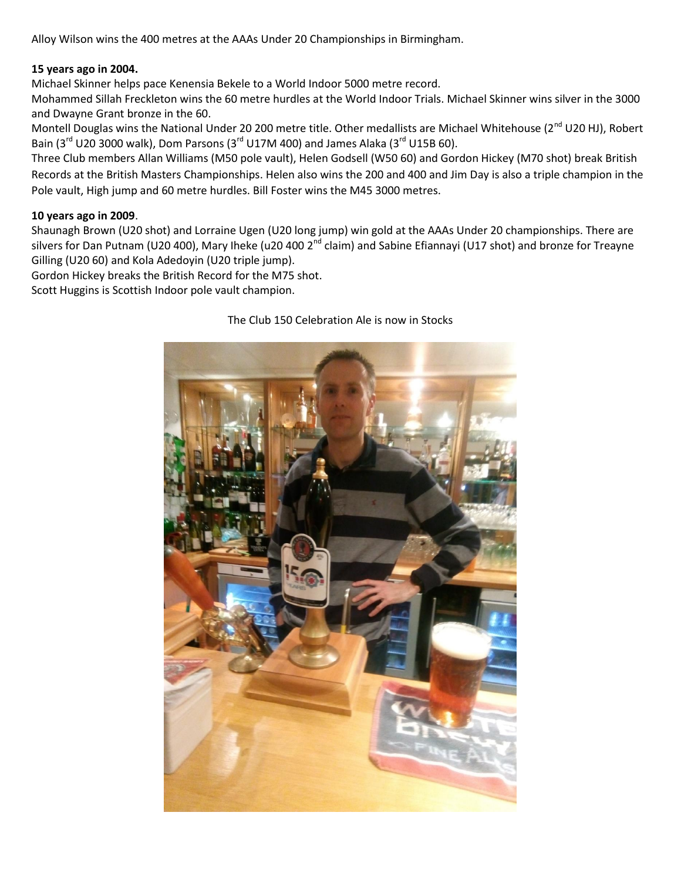Alloy Wilson wins the 400 metres at the AAAs Under 20 Championships in Birmingham.

**15 years ago in 2004.**

Michael Skinner helps pace Kenensia Bekele to a World Indoor 5000 metre record.

Mohammed Sillah Freckleton wins the 60 metre hurdles at the World Indoor Trials. Michael Skinner wins silver in the 3000 and Dwayne Grant bronze in the 60.

Montell Douglas wins the National Under 20 200 metre title. Other medallists are Michael Whitehouse (2nd U20 HJ), Robert Bain (3rd U20 3000 walk), Dom Parsons (3rd U17M 400) and James Alaka (3rd U15B 60).

Three Club members Allan Williams (M50 pole vault), Helen Godsell (W50 60) and Gordon Hickey (M70 shot) break British Records at the British Masters Championships. Helen also wins the 200 and 400 and Jim Day is also a triple champion in the Pole vault, High jump and 60 metre hurdles. Bill Foster wins the M45 3000 metres.

**10 years ago in 2009**.

Shaunagh Brown (U20 shot) and Lorraine Ugen (U20 long jump) win gold at the AAAs Under 20 championships. There are silvers for Dan Putnam (U20 400), Mary Iheke (u20 400 2nd claim) and Sabine Efiannayi (U17 shot) and bronze for Treayne Gilling (U20 60) and Kola Adedoyin (U20 triple jump).

Gordon Hickey breaks the British Record for the M75 shot.

Scott Huggins is Scottish Indoor pole vault champion.

The Club 150 Celebration Ale is now in Stocks